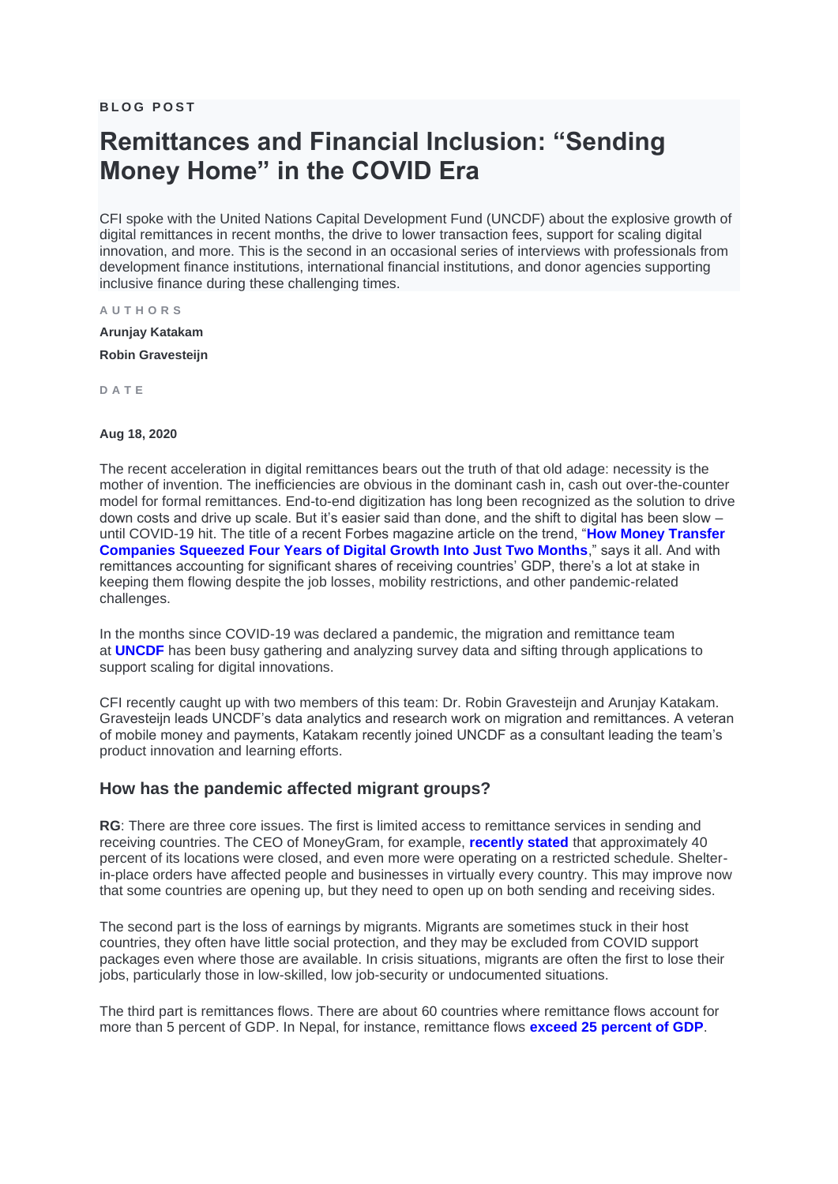BLOG POST

# Remittances and Financial Inclusion: “Sending Money Home” in the COVID Era

CFI spoke with the United Nations Capital Development Fund (UNCDF) about the explosive growth of digital remittances in recent months, the drive to lower transaction fees, support for scaling digital innovation, and more. This is the second in an occasional series of interviews with professionals from development finance institutions, international financial institutions, and donor agencies supporting inclusive finance during these challenging times.

AUTHORS

**Arunjay Katakam**

**Robin Gravesteijn**

DATE

**Aug 18, 2020**

The recent acceleration in digital remittances bears out the truth of that old adage: necessity is the mother of invention. The inefficiencies are obvious in the dominant cash in, cash out over-the-counter model for formal remittances. End-to-end digitization has long been recognized as the solution to drive down costs and drive up scale. But it's easier said than done, and the shift to digital has been slow – until COVID-19 hit. The title of a recent Forbes magazine article on the trend, "**How Money Transfer Companies Squeezed Four Years of Digital Growth Into Just Two Months**," says it all. And with remittances accounting for significant shares of receiving countries' GDP, there's a lot at stake in keeping them flowing despite the job losses, mobility restrictions, and other pandemic-related challenges.

In the months since COVID-19 was declared a pandemic, the migration and remittance team at **UNCDF** has been busy gathering and analyzing survey data and sifting through applications to support scaling for digital innovations.

CFI recently caught up with two members of this team: Dr. Robin Gravesteijn and Arunjay Katakam. Gravesteijn leads UNCDF's data analytics and research work on migration and remittances. A veteran of mobile money and payments, Katakam recently joined UNCDF as a consultant leading the team's product innovation and learning efforts.

## How has the pandemic affected migrant groups?

**RG**: There are three core issues. The first is limited access to remittance services in sending and receiving countries. The CEO of MoneyGram, for example, **recently stated** that approximately 40 percent of its locations were closed, and even more were operating on a restricted schedule. Shelter-in-place orders have affected people and businesses in virtually every country. This may improve now that some countries are opening up, but they need to open up on both sending and receiving sides.

The second part is the loss of earnings by migrants. Migrants are sometimes stuck in their host countries, they often have little social protection, and they may be excluded from COVID support packages even where those are available. In crisis situations, migrants are often the first to lose their jobs, particularly those in low-skilled, low job-security or undocumented situations.

The third part is remittances flows. There are about 60 countries where remittance flows account for more than 5 percent of GDP. In Nepal, for instance, remittance flows **exceed 25 percent of GDP**.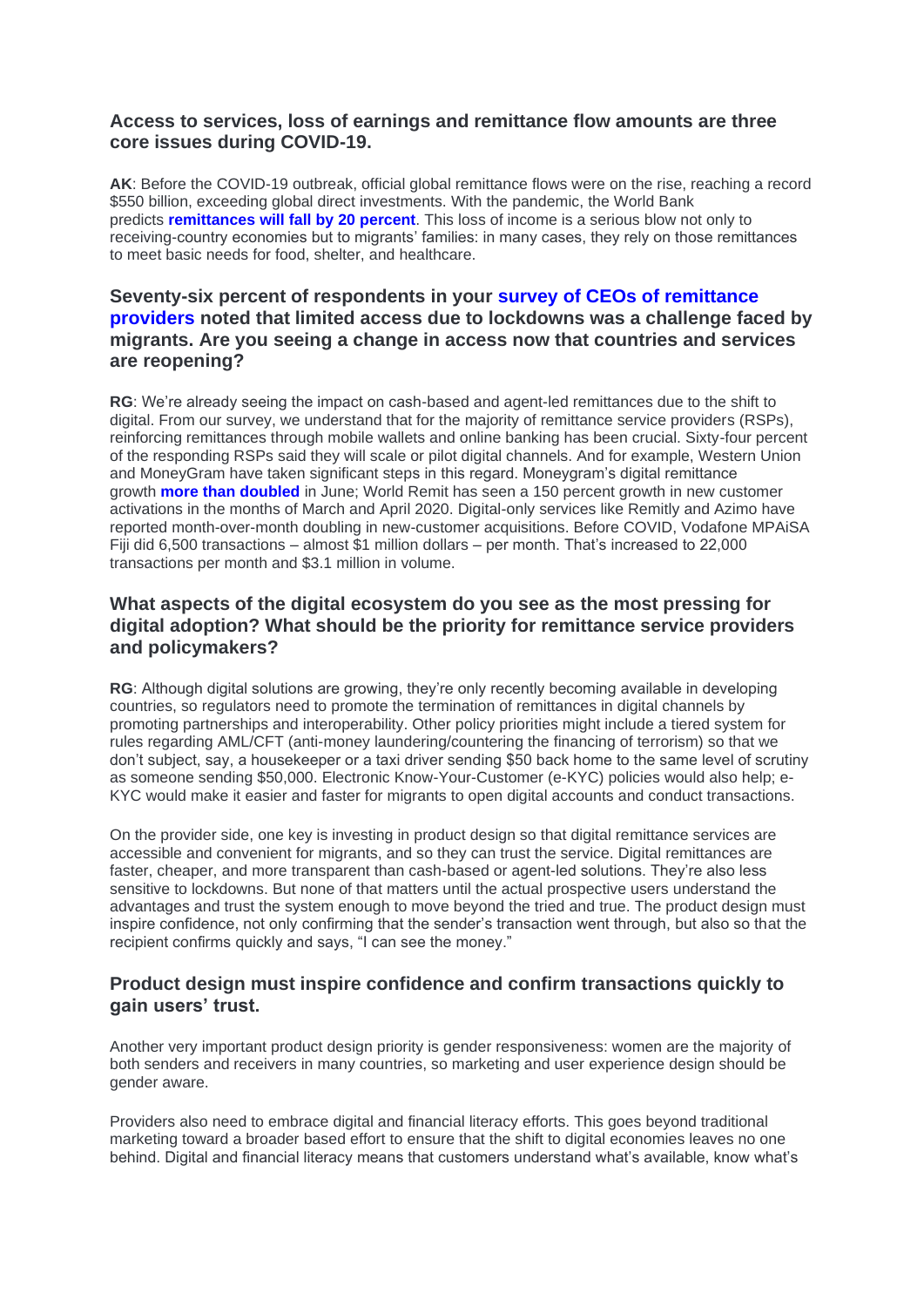### Access to services, loss of earnings and remittance flow amounts are three core issues during COVID-19.

**AK**: Before the COVID-19 outbreak, official global remittance flows were on the rise, reaching a record $550 billion, exceeding global direct investments. With the pandemic, the World Bank predicts **remittances will fall by 20 percent**. This loss of income is a serious blow not only to receiving-country economies but to migrants' families: in many cases, they rely on those remittances to meet basic needs for food, shelter, and healthcare.

### Seventy-six percent of respondents in your survey of CEOs of remittance providers noted that limited access due to lockdowns was a challenge faced by migrants. Are you seeing a change in access now that countries and services are reopening?

**RG**: We're already seeing the impact on cash-based and agent-led remittances due to the shift to digital. From our survey, we understand that for the majority of remittance service providers (RSPs), reinforcing remittances through mobile wallets and online banking has been crucial. Sixty-four percent of the responding RSPs said they will scale or pilot digital channels. And for example, Western Union and MoneyGram have taken significant steps in this regard. Moneygram's digital remittance growth **more than doubled** in June; World Remit has seen a 150 percent growth in new customer activations in the months of March and April 2020. Digital-only services like Remitly and Azimo have reported month-over-month doubling in new-customer acquisitions. Before COVID, Vodafone MPAiSA Fiji did 6,500 transactions – almost $1 million dollars – per month. That's increased to 22,000 transactions per month and $3.1 million in volume.

### What aspects of the digital ecosystem do you see as the most pressing for digital adoption? What should be the priority for remittance service providers and policymakers?

**RG**: Although digital solutions are growing, they're only recently becoming available in developing countries, so regulators need to promote the termination of remittances in digital channels by promoting partnerships and interoperability. Other policy priorities might include a tiered system for rules regarding AML/CFT (anti-money laundering/countering the financing of terrorism) so that we don't subject, say, a housekeeper or a taxi driver sending $50 back home to the same level of scrutiny as someone sending $50,000. Electronic Know-Your-Customer (e-KYC) policies would also help; e-KYC would make it easier and faster for migrants to open digital accounts and conduct transactions.

On the provider side, one key is investing in product design so that digital remittance services are accessible and convenient for migrants, and so they can trust the service. Digital remittances are faster, cheaper, and more transparent than cash-based or agent-led solutions. They're also less sensitive to lockdowns. But none of that matters until the actual prospective users understand the advantages and trust the system enough to move beyond the tried and true. The product design must inspire confidence, not only confirming that the sender's transaction went through, but also so that the recipient confirms quickly and says, "I can see the money."

### Product design must inspire confidence and confirm transactions quickly to gain users' trust.

Another very important product design priority is gender responsiveness: women are the majority of both senders and receivers in many countries, so marketing and user experience design should be gender aware.

Providers also need to embrace digital and financial literacy efforts. This goes beyond traditional marketing toward a broader based effort to ensure that the shift to digital economies leaves no one behind. Digital and financial literacy means that customers understand what's available, know what's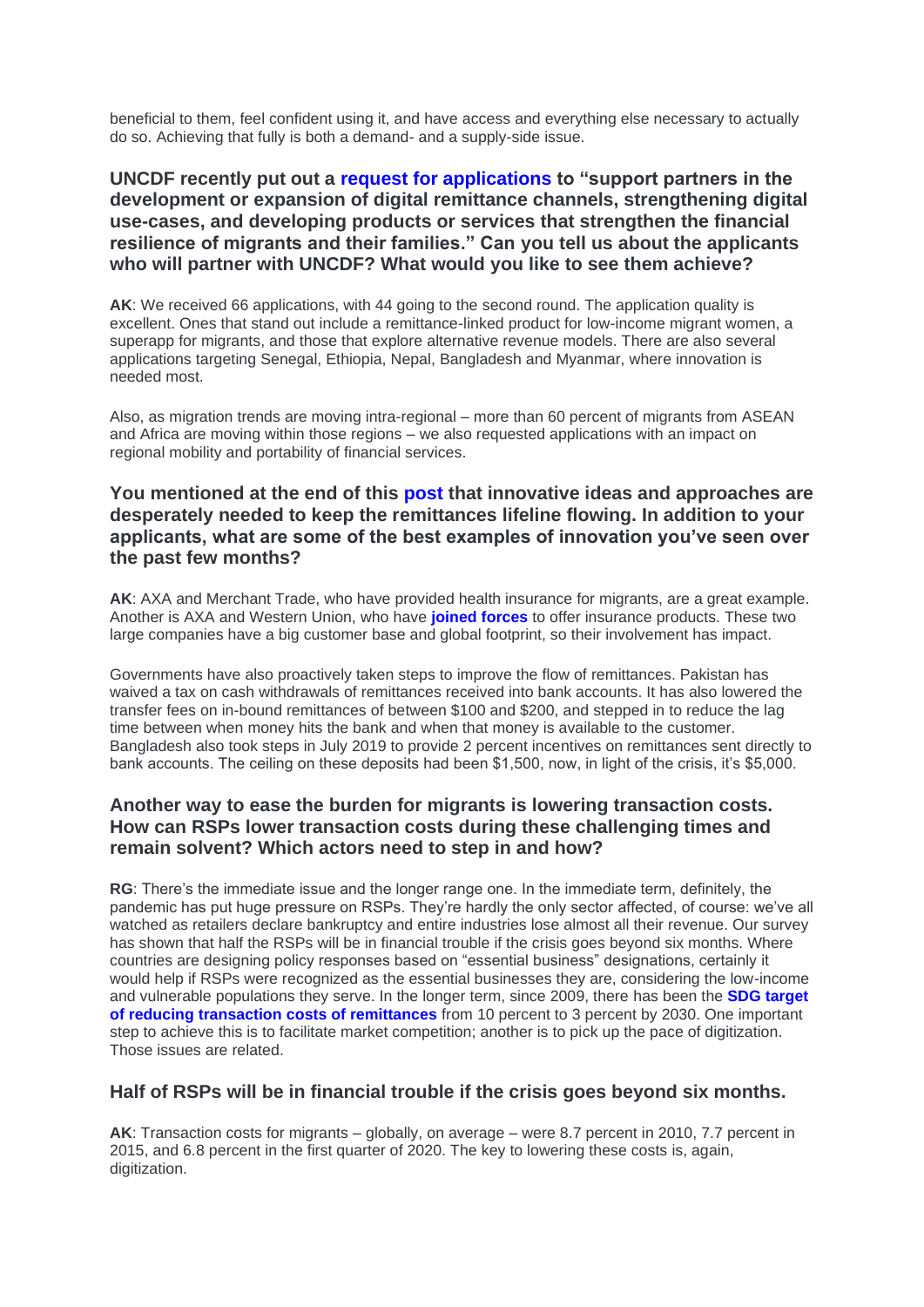beneficial to them, feel confident using it, and have access and everything else necessary to actually do so. Achieving that fully is both a demand- and a supply-side issue.

### UNCDF recently put out a request for applications to "support partners in the development or expansion of digital remittance channels, strengthening digital use-cases, and developing products or services that strengthen the financial resilience of migrants and their families." Can you tell us about the applicants who will partner with UNCDF? What would you like to see them achieve?

**AK**: We received 66 applications, with 44 going to the second round. The application quality is excellent. Ones that stand out include a remittance-linked product for low-income migrant women, a superapp for migrants, and those that explore alternative revenue models. There are also several applications targeting Senegal, Ethiopia, Nepal, Bangladesh and Myanmar, where innovation is needed most.

Also, as migration trends are moving intra-regional – more than 60 percent of migrants from ASEAN and Africa are moving within those regions – we also requested applications with an impact on regional mobility and portability of financial services.

### You mentioned at the end of this post that innovative ideas and approaches are desperately needed to keep the remittances lifeline flowing. In addition to your applicants, what are some of the best examples of innovation you've seen over the past few months?

**AK**: AXA and Merchant Trade, who have provided health insurance for migrants, are a great example. Another is AXA and Western Union, who have **joined forces** to offer insurance products. These two large companies have a big customer base and global footprint, so their involvement has impact.

Governments have also proactively taken steps to improve the flow of remittances. Pakistan has waived a tax on cash withdrawals of remittances received into bank accounts. It has also lowered the transfer fees on in-bound remittances of between $100 and $200, and stepped in to reduce the lag time between when money hits the bank and when that money is available to the customer. Bangladesh also took steps in July 2019 to provide 2 percent incentives on remittances sent directly to bank accounts. The ceiling on these deposits had been $1,500, now, in light of the crisis, it's $5,000.

### Another way to ease the burden for migrants is lowering transaction costs. How can RSPs lower transaction costs during these challenging times and remain solvent? Which actors need to step in and how?

**RG**: There's the immediate issue and the longer range one. In the immediate term, definitely, the pandemic has put huge pressure on RSPs. They're hardly the only sector affected, of course: we've all watched as retailers declare bankruptcy and entire industries lose almost all their revenue. Our survey has shown that half the RSPs will be in financial trouble if the crisis goes beyond six months. Where countries are designing policy responses based on "essential business" designations, certainly it would help if RSPs were recognized as the essential businesses they are, considering the low-income and vulnerable populations they serve. In the longer term, since 2009, there has been the **SDG target of reducing transaction costs of remittances** from 10 percent to 3 percent by 2030. One important step to achieve this is to facilitate market competition; another is to pick up the pace of digitization. Those issues are related.

### Half of RSPs will be in financial trouble if the crisis goes beyond six months.

**AK**: Transaction costs for migrants – globally, on average – were 8.7 percent in 2010, 7.7 percent in 2015, and 6.8 percent in the first quarter of 2020. The key to lowering these costs is, again, digitization.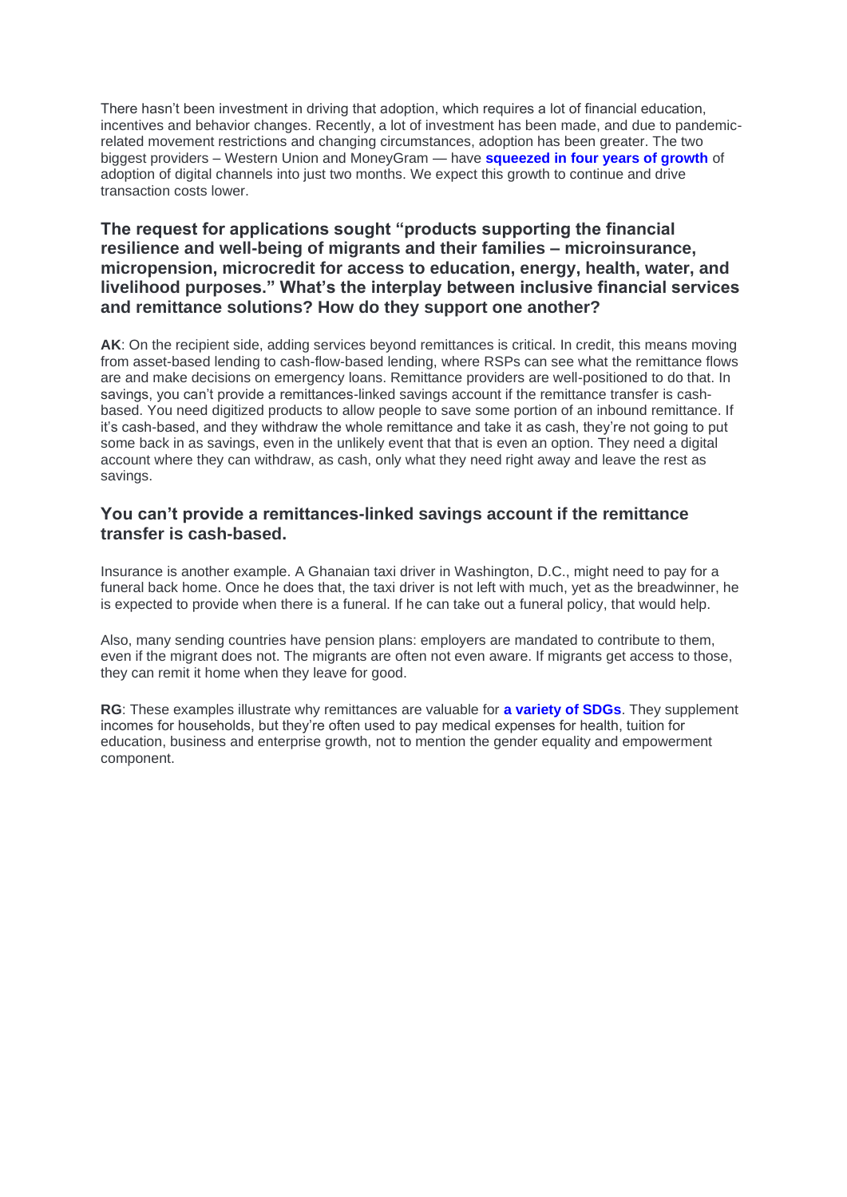There hasn't been investment in driving that adoption, which requires a lot of financial education, incentives and behavior changes. Recently, a lot of investment has been made, and due to pandemic-related movement restrictions and changing circumstances, adoption has been greater. The two biggest providers – Western Union and MoneyGram — have **squeezed in four years of growth** of adoption of digital channels into just two months. We expect this growth to continue and drive transaction costs lower.

### The request for applications sought "products supporting the financial resilience and well-being of migrants and their families – microinsurance, micropension, microcredit for access to education, energy, health, water, and livelihood purposes." What's the interplay between inclusive financial services and remittance solutions? How do they support one another?

**AK**: On the recipient side, adding services beyond remittances is critical. In credit, this means moving from asset-based lending to cash-flow-based lending, where RSPs can see what the remittance flows are and make decisions on emergency loans. Remittance providers are well-positioned to do that. In savings, you can't provide a remittances-linked savings account if the remittance transfer is cash-based. You need digitized products to allow people to save some portion of an inbound remittance. If it's cash-based, and they withdraw the whole remittance and take it as cash, they're not going to put some back in as savings, even in the unlikely event that that is even an option. They need a digital account where they can withdraw, as cash, only what they need right away and leave the rest as savings.

### You can't provide a remittances-linked savings account if the remittance transfer is cash-based.

Insurance is another example. A Ghanaian taxi driver in Washington, D.C., might need to pay for a funeral back home. Once he does that, the taxi driver is not left with much, yet as the breadwinner, he is expected to provide when there is a funeral. If he can take out a funeral policy, that would help.

Also, many sending countries have pension plans: employers are mandated to contribute to them, even if the migrant does not. The migrants are often not even aware. If migrants get access to those, they can remit it home when they leave for good.

**RG**: These examples illustrate why remittances are valuable for **a variety of SDGs**. They supplement incomes for households, but they're often used to pay medical expenses for health, tuition for education, business and enterprise growth, not to mention the gender equality and empowerment component.